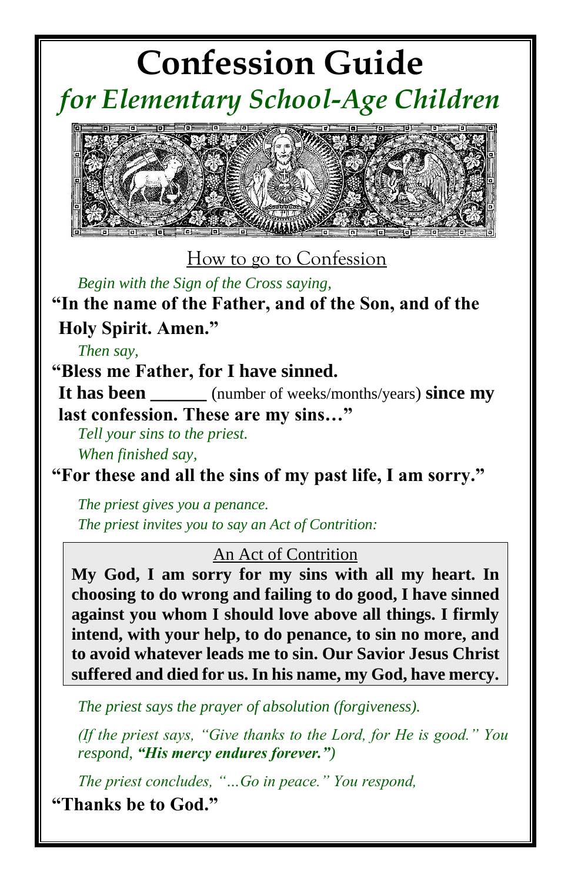# Confession Guide

## *for Elementary School-Age Children*

### How to go to Confession

*Begin with the Sign of the Cross saying,*

**"In the name of the Father, and of the Son, and of the Holy Spirit. Amen."**

*Then say,*

**"Bless me Father, for I have sinned.**
**It has been ______** (number of weeks/months/years) **since my last confession. These are my sins…"**

*Tell your sins to the priest.*

*When finished say,*

**"For these and all the sins of my past life, I am sorry."**

*The priest gives you a penance.*

*The priest invites you to say an Act of Contrition:*

> An Act of Contrition
>
> **My God, I am sorry for my sins with all my heart. In choosing to do wrong and failing to do good, I have sinned against you whom I should love above all things. I firmly intend, with your help, to do penance, to sin no more, and to avoid whatever leads me to sin. Our Savior Jesus Christ suffered and died for us. In his name, my God, have mercy.**

*The priest says the prayer of absolution (forgiveness).*

*(If the priest says, "Give thanks to the Lord, for He is good." You respond, **"His mercy endures forever."**)*

*The priest concludes, "…Go in peace." You respond,*

**"Thanks be to God."**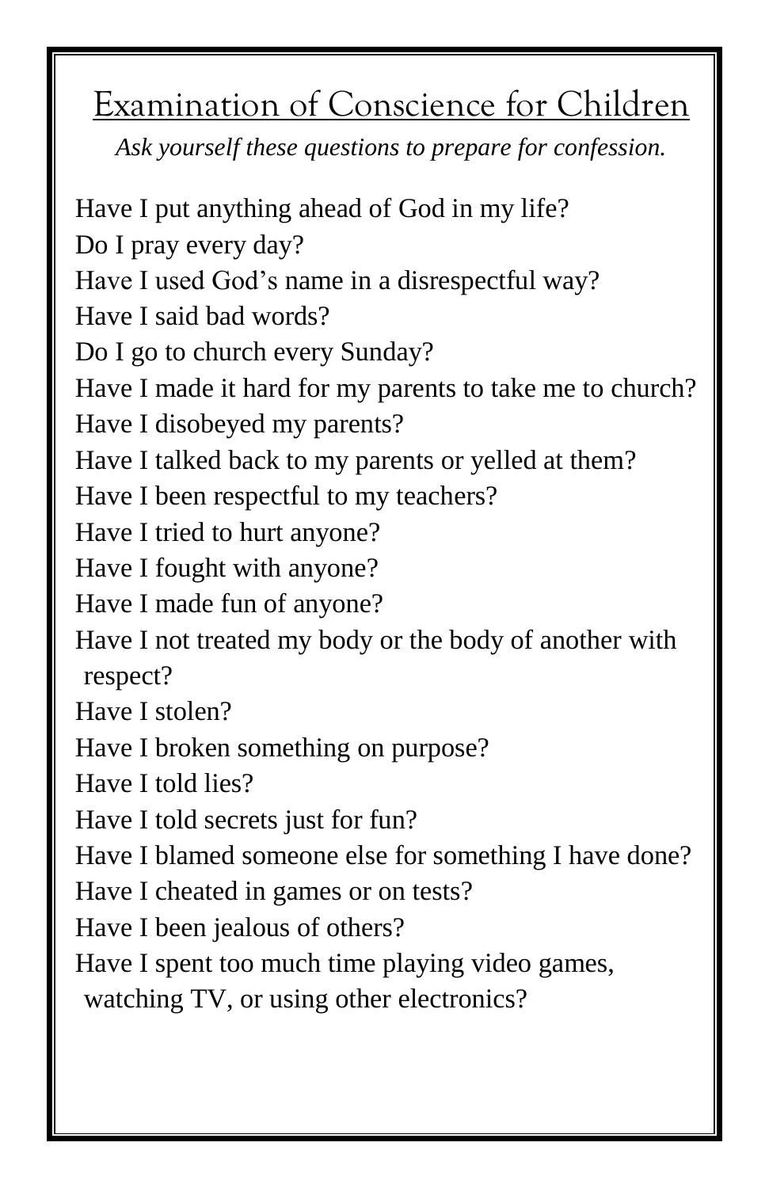# Examination of Conscience for Children

*Ask yourself these questions to prepare for confession.*

Have I put anything ahead of God in my life?
Do I pray every day?
Have I used God's name in a disrespectful way?
Have I said bad words?
Do I go to church every Sunday?
Have I made it hard for my parents to take me to church?
Have I disobeyed my parents?
Have I talked back to my parents or yelled at them?
Have I been respectful to my teachers?
Have I tried to hurt anyone?
Have I fought with anyone?
Have I made fun of anyone?
Have I not treated my body or the body of another with respect?
Have I stolen?
Have I broken something on purpose?
Have I told lies?
Have I told secrets just for fun?
Have I blamed someone else for something I have done?
Have I cheated in games or on tests?
Have I been jealous of others?
Have I spent too much time playing video games, watching TV, or using other electronics?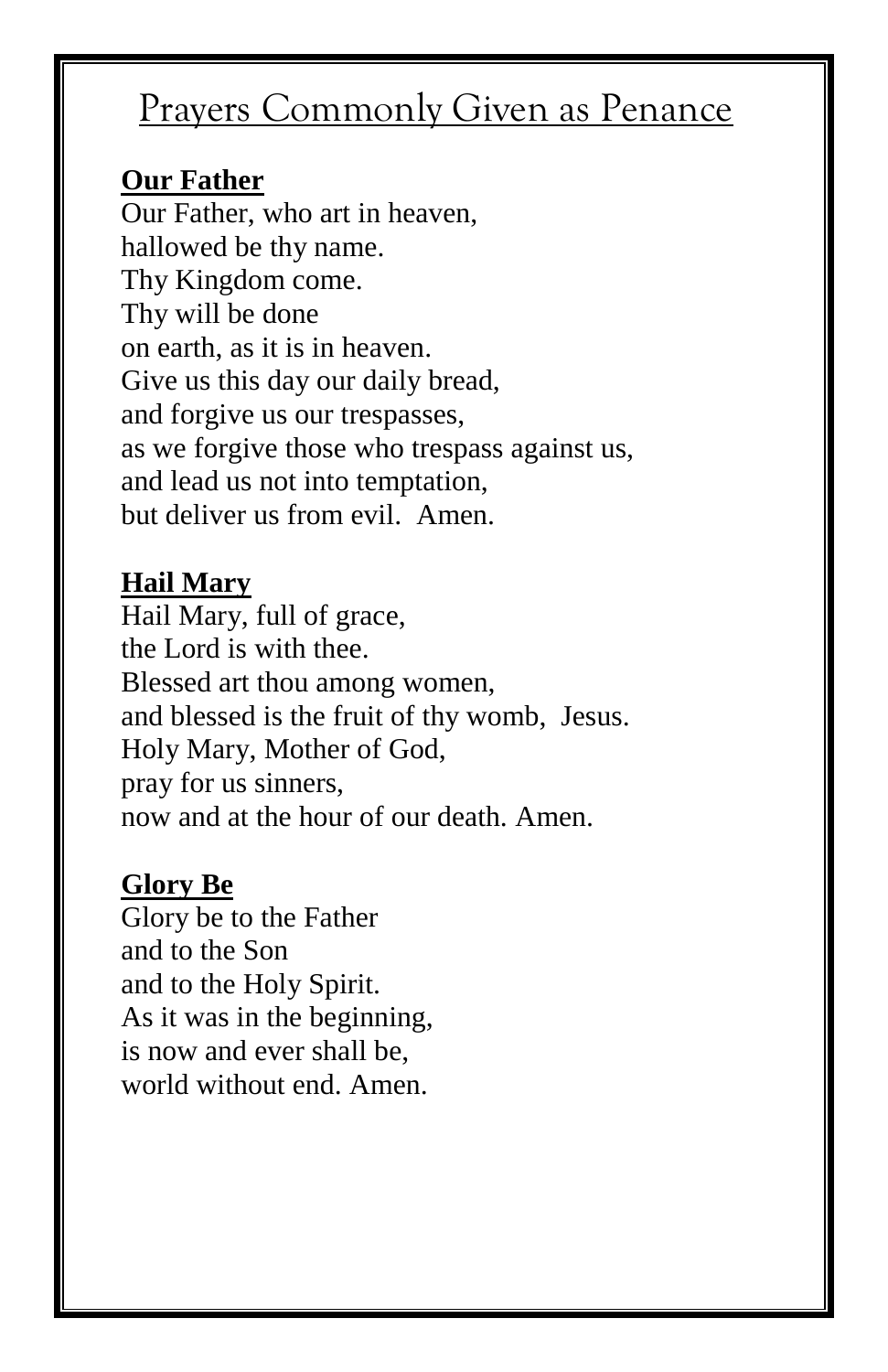# Prayers Commonly Given as Penance

**Our Father**

Our Father, who art in heaven,
hallowed be thy name.
Thy Kingdom come.
Thy will be done
on earth, as it is in heaven.
Give us this day our daily bread,
and forgive us our trespasses,
as we forgive those who trespass against us,
and lead us not into temptation,
but deliver us from evil. Amen.

**Hail Mary**

Hail Mary, full of grace,
the Lord is with thee.
Blessed art thou among women,
and blessed is the fruit of thy womb, Jesus.
Holy Mary, Mother of God,
pray for us sinners,
now and at the hour of our death. Amen.

**Glory Be**

Glory be to the Father
and to the Son
and to the Holy Spirit.
As it was in the beginning,
is now and ever shall be,
world without end. Amen.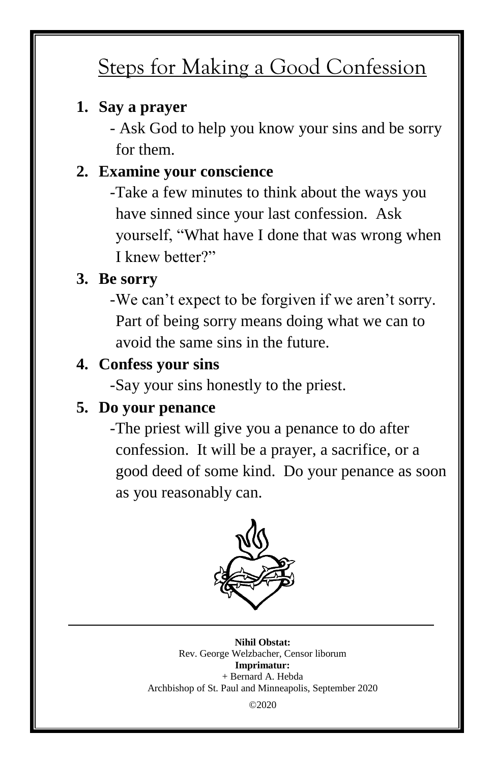# Steps for Making a Good Confession

1. **Say a prayer**
   - Ask God to help you know your sins and be sorry for them.
2. **Examine your conscience**
   -Take a few minutes to think about the ways you have sinned since your last confession. Ask yourself, "What have I done that was wrong when I knew better?"
3. **Be sorry**
   -We can't expect to be forgiven if we aren't sorry. Part of being sorry means doing what we can to avoid the same sins in the future.
4. **Confess your sins**
   -Say your sins honestly to the priest.
5. **Do your penance**
   -The priest will give you a penance to do after confession. It will be a prayer, a sacrifice, or a good deed of some kind. Do your penance as soon as you reasonably can.

---

**Nihil Obstat:**
Rev. George Welzbacher, Censor liborum
**Imprimatur:**
+ Bernard A. Hebda
Archbishop of St. Paul and Minneapolis, September 2020

©2020